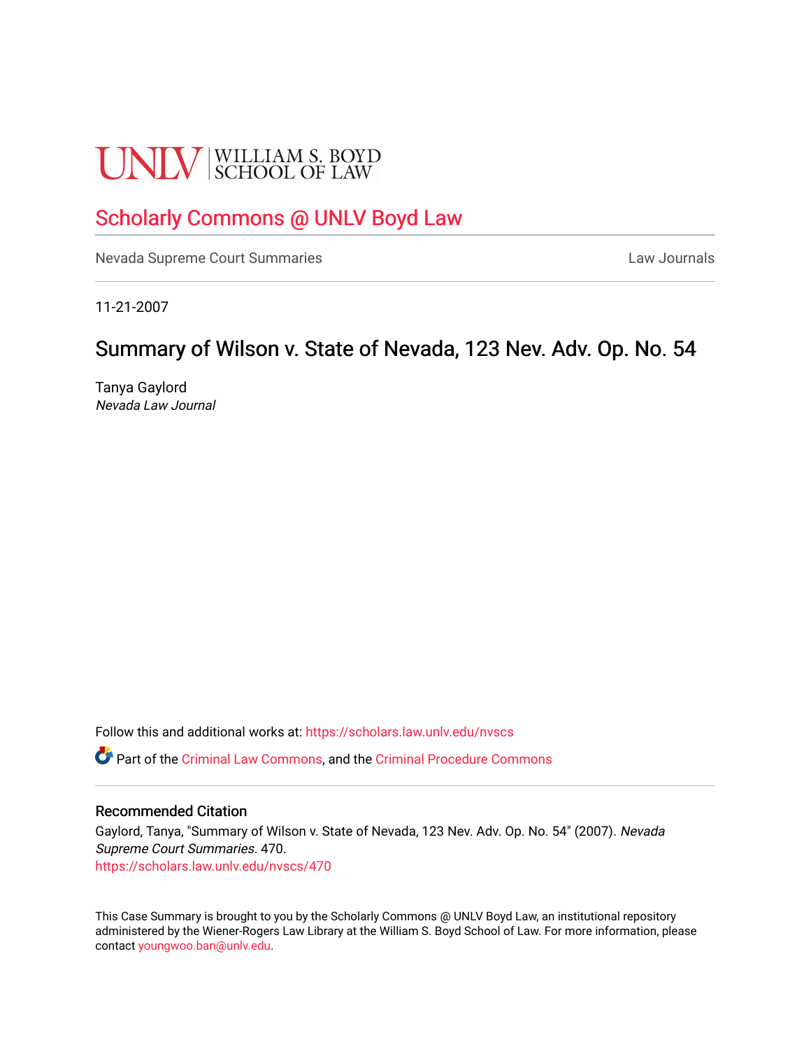UNLV | WILLIAM S. BOYD SCHOOL OF LAW

# Scholarly Commons @ UNLV Boyd Law

Nevada Supreme Court Summaries — Law Journals

11-21-2007

## Summary of Wilson v. State of Nevada, 123 Nev. Adv. Op. No. 54

Tanya Gaylord
*Nevada Law Journal*

Follow this and additional works at: https://scholars.law.unlv.edu/nvscs

Part of the Criminal Law Commons, and the Criminal Procedure Commons

### Recommended Citation

Gaylord, Tanya, "Summary of Wilson v. State of Nevada, 123 Nev. Adv. Op. No. 54" (2007). *Nevada Supreme Court Summaries*. 470.
https://scholars.law.unlv.edu/nvscs/470

This Case Summary is brought to you by the Scholarly Commons @ UNLV Boyd Law, an institutional repository administered by the Wiener-Rogers Law Library at the William S. Boyd School of Law. For more information, please contact youngwoo.ban@unlv.edu.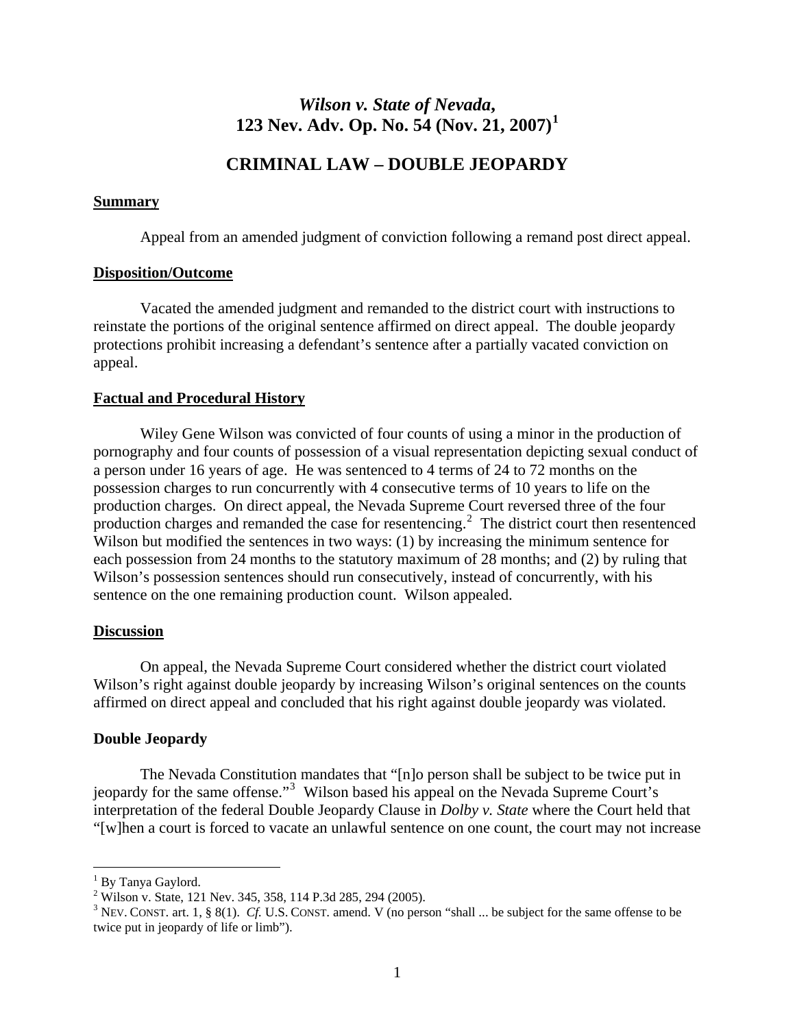# *Wilson v. State of Nevada*, 123 Nev. Adv. Op. No. 54 (Nov. 21, 2007)[1]

## CRIMINAL LAW – DOUBLE JEOPARDY

**Summary**

Appeal from an amended judgment of conviction following a remand post direct appeal.

**Disposition/Outcome**

Vacated the amended judgment and remanded to the district court with instructions to reinstate the portions of the original sentence affirmed on direct appeal. The double jeopardy protections prohibit increasing a defendant's sentence after a partially vacated conviction on appeal.

**Factual and Procedural History**

Wiley Gene Wilson was convicted of four counts of using a minor in the production of pornography and four counts of possession of a visual representation depicting sexual conduct of a person under 16 years of age. He was sentenced to 4 terms of 24 to 72 months on the possession charges to run concurrently with 4 consecutive terms of 10 years to life on the production charges. On direct appeal, the Nevada Supreme Court reversed three of the four production charges and remanded the case for resentencing.[2] The district court then resentenced Wilson but modified the sentences in two ways: (1) by increasing the minimum sentence for each possession from 24 months to the statutory maximum of 28 months; and (2) by ruling that Wilson's possession sentences should run consecutively, instead of concurrently, with his sentence on the one remaining production count. Wilson appealed.

**Discussion**

On appeal, the Nevada Supreme Court considered whether the district court violated Wilson's right against double jeopardy by increasing Wilson's original sentences on the counts affirmed on direct appeal and concluded that his right against double jeopardy was violated.

**Double Jeopardy**

The Nevada Constitution mandates that "[n]o person shall be subject to be twice put in jeopardy for the same offense."[3] Wilson based his appeal on the Nevada Supreme Court's interpretation of the federal Double Jeopardy Clause in *Dolby v. State* where the Court held that "[w]hen a court is forced to vacate an unlawful sentence on one count, the court may not increase

---

[1] By Tanya Gaylord.

[2] Wilson v. State, 121 Nev. 345, 358, 114 P.3d 285, 294 (2005).

[3] NEV. CONST. art. 1, § 8(1). *Cf.* U.S. CONST. amend. V (no person "shall ... be subject for the same offense to be twice put in jeopardy of life or limb").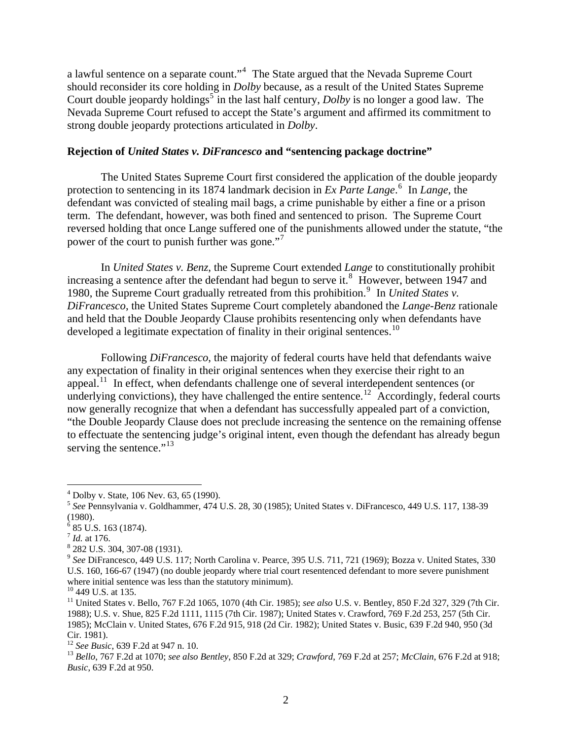a lawful sentence on a separate count."[4] The State argued that the Nevada Supreme Court should reconsider its core holding in *Dolby* because, as a result of the United States Supreme Court double jeopardy holdings[5] in the last half century, *Dolby* is no longer a good law. The Nevada Supreme Court refused to accept the State's argument and affirmed its commitment to strong double jeopardy protections articulated in *Dolby*.

**Rejection of *United States v. DiFrancesco* and "sentencing package doctrine"**

The United States Supreme Court first considered the application of the double jeopardy protection to sentencing in its 1874 landmark decision in *Ex Parte Lange*.[6] In *Lange*, the defendant was convicted of stealing mail bags, a crime punishable by either a fine or a prison term. The defendant, however, was both fined and sentenced to prison. The Supreme Court reversed holding that once Lange suffered one of the punishments allowed under the statute, "the power of the court to punish further was gone."[7]

In *United States v. Benz*, the Supreme Court extended *Lange* to constitutionally prohibit increasing a sentence after the defendant had begun to serve it.[8] However, between 1947 and 1980, the Supreme Court gradually retreated from this prohibition.[9] In *United States v. DiFrancesco*, the United States Supreme Court completely abandoned the *Lange-Benz* rationale and held that the Double Jeopardy Clause prohibits resentencing only when defendants have developed a legitimate expectation of finality in their original sentences.[10]

Following *DiFrancesco*, the majority of federal courts have held that defendants waive any expectation of finality in their original sentences when they exercise their right to an appeal.[11] In effect, when defendants challenge one of several interdependent sentences (or underlying convictions), they have challenged the entire sentence.[12] Accordingly, federal courts now generally recognize that when a defendant has successfully appealed part of a conviction, "the Double Jeopardy Clause does not preclude increasing the sentence on the remaining offense to effectuate the sentencing judge's original intent, even though the defendant has already begun serving the sentence."[13]

---

[4] Dolby v. State, 106 Nev. 63, 65 (1990).

[5] *See* Pennsylvania v. Goldhammer, 474 U.S. 28, 30 (1985); United States v. DiFrancesco, 449 U.S. 117, 138-39 (1980).

[6] 85 U.S. 163 (1874).

[7] *Id.* at 176.

[8] 282 U.S. 304, 307-08 (1931).

[9] *See* DiFrancesco, 449 U.S. 117; North Carolina v. Pearce, 395 U.S. 711, 721 (1969); Bozza v. United States, 330 U.S. 160, 166-67 (1947) (no double jeopardy where trial court resentenced defendant to more severe punishment where initial sentence was less than the statutory minimum).

[10] 449 U.S. at 135.

[11] United States v. Bello, 767 F.2d 1065, 1070 (4th Cir. 1985); *see also* U.S. v. Bentley, 850 F.2d 327, 329 (7th Cir. 1988); U.S. v. Shue, 825 F.2d 1111, 1115 (7th Cir. 1987); United States v. Crawford, 769 F.2d 253, 257 (5th Cir. 1985); McClain v. United States, 676 F.2d 915, 918 (2d Cir. 1982); United States v. Busic, 639 F.2d 940, 950 (3d Cir. 1981).

[12] *See Busic*, 639 F.2d at 947 n. 10.

[13] *Bello*, 767 F.2d at 1070; *see also Bentley*, 850 F.2d at 329; *Crawford*, 769 F.2d at 257; *McClain*, 676 F.2d at 918; *Busic*, 639 F.2d at 950.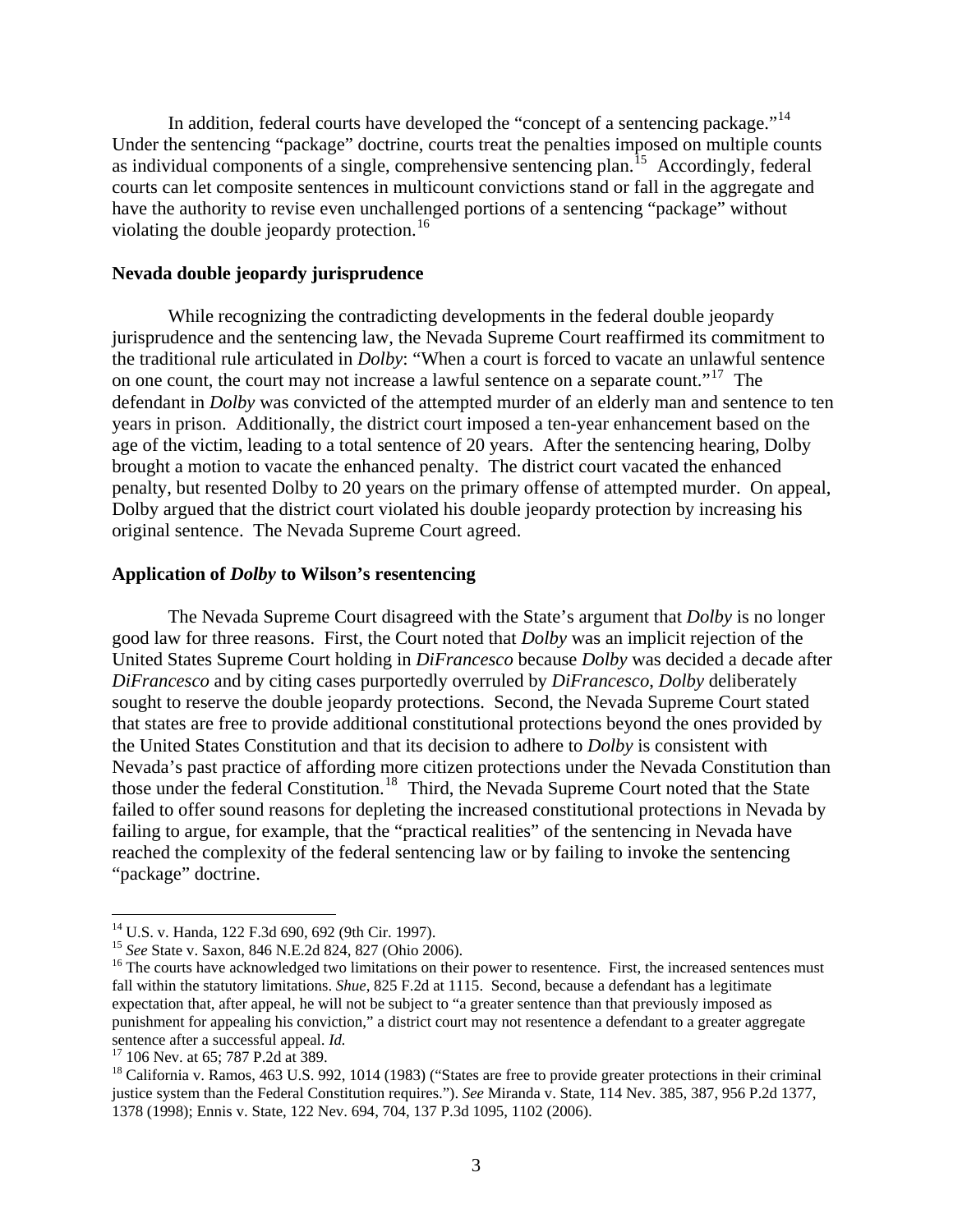In addition, federal courts have developed the "concept of a sentencing package."[14] Under the sentencing "package" doctrine, courts treat the penalties imposed on multiple counts as individual components of a single, comprehensive sentencing plan.[15] Accordingly, federal courts can let composite sentences in multicount convictions stand or fall in the aggregate and have the authority to revise even unchallenged portions of a sentencing "package" without violating the double jeopardy protection.[16]

**Nevada double jeopardy jurisprudence**

While recognizing the contradicting developments in the federal double jeopardy jurisprudence and the sentencing law, the Nevada Supreme Court reaffirmed its commitment to the traditional rule articulated in *Dolby*: "When a court is forced to vacate an unlawful sentence on one count, the court may not increase a lawful sentence on a separate count."[17] The defendant in *Dolby* was convicted of the attempted murder of an elderly man and sentence to ten years in prison. Additionally, the district court imposed a ten-year enhancement based on the age of the victim, leading to a total sentence of 20 years. After the sentencing hearing, Dolby brought a motion to vacate the enhanced penalty. The district court vacated the enhanced penalty, but resented Dolby to 20 years on the primary offense of attempted murder. On appeal, Dolby argued that the district court violated his double jeopardy protection by increasing his original sentence. The Nevada Supreme Court agreed.

**Application of *Dolby* to Wilson's resentencing**

The Nevada Supreme Court disagreed with the State's argument that *Dolby* is no longer good law for three reasons. First, the Court noted that *Dolby* was an implicit rejection of the United States Supreme Court holding in *DiFrancesco* because *Dolby* was decided a decade after *DiFrancesco* and by citing cases purportedly overruled by *DiFrancesco*, *Dolby* deliberately sought to reserve the double jeopardy protections. Second, the Nevada Supreme Court stated that states are free to provide additional constitutional protections beyond the ones provided by the United States Constitution and that its decision to adhere to *Dolby* is consistent with Nevada's past practice of affording more citizen protections under the Nevada Constitution than those under the federal Constitution.[18] Third, the Nevada Supreme Court noted that the State failed to offer sound reasons for depleting the increased constitutional protections in Nevada by failing to argue, for example, that the "practical realities" of the sentencing in Nevada have reached the complexity of the federal sentencing law or by failing to invoke the sentencing "package" doctrine.

---

[14] U.S. v. Handa, 122 F.3d 690, 692 (9th Cir. 1997).

[15] *See* State v. Saxon, 846 N.E.2d 824, 827 (Ohio 2006).

[16] The courts have acknowledged two limitations on their power to resentence. First, the increased sentences must fall within the statutory limitations. *Shue*, 825 F.2d at 1115. Second, because a defendant has a legitimate expectation that, after appeal, he will not be subject to "a greater sentence than that previously imposed as punishment for appealing his conviction," a district court may not resentence a defendant to a greater aggregate sentence after a successful appeal. *Id.*

[17] 106 Nev. at 65; 787 P.2d at 389.

[18] California v. Ramos, 463 U.S. 992, 1014 (1983) ("States are free to provide greater protections in their criminal justice system than the Federal Constitution requires."). *See* Miranda v. State, 114 Nev. 385, 387, 956 P.2d 1377, 1378 (1998); Ennis v. State, 122 Nev. 694, 704, 137 P.3d 1095, 1102 (2006).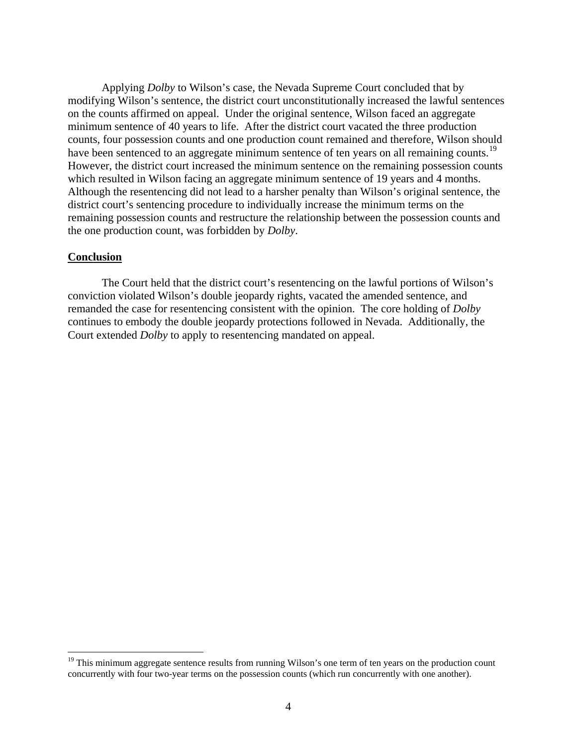Applying *Dolby* to Wilson's case, the Nevada Supreme Court concluded that by modifying Wilson's sentence, the district court unconstitutionally increased the lawful sentences on the counts affirmed on appeal. Under the original sentence, Wilson faced an aggregate minimum sentence of 40 years to life. After the district court vacated the three production counts, four possession counts and one production count remained and therefore, Wilson should have been sentenced to an aggregate minimum sentence of ten years on all remaining counts.[19] However, the district court increased the minimum sentence on the remaining possession counts which resulted in Wilson facing an aggregate minimum sentence of 19 years and 4 months. Although the resentencing did not lead to a harsher penalty than Wilson's original sentence, the district court's sentencing procedure to individually increase the minimum terms on the remaining possession counts and restructure the relationship between the possession counts and the one production count, was forbidden by *Dolby*.

**<u>Conclusion</u>**

The Court held that the district court's resentencing on the lawful portions of Wilson's conviction violated Wilson's double jeopardy rights, vacated the amended sentence, and remanded the case for resentencing consistent with the opinion. The core holding of *Dolby* continues to embody the double jeopardy protections followed in Nevada. Additionally, the Court extended *Dolby* to apply to resentencing mandated on appeal.

---

[19] This minimum aggregate sentence results from running Wilson's one term of ten years on the production count concurrently with four two-year terms on the possession counts (which run concurrently with one another).